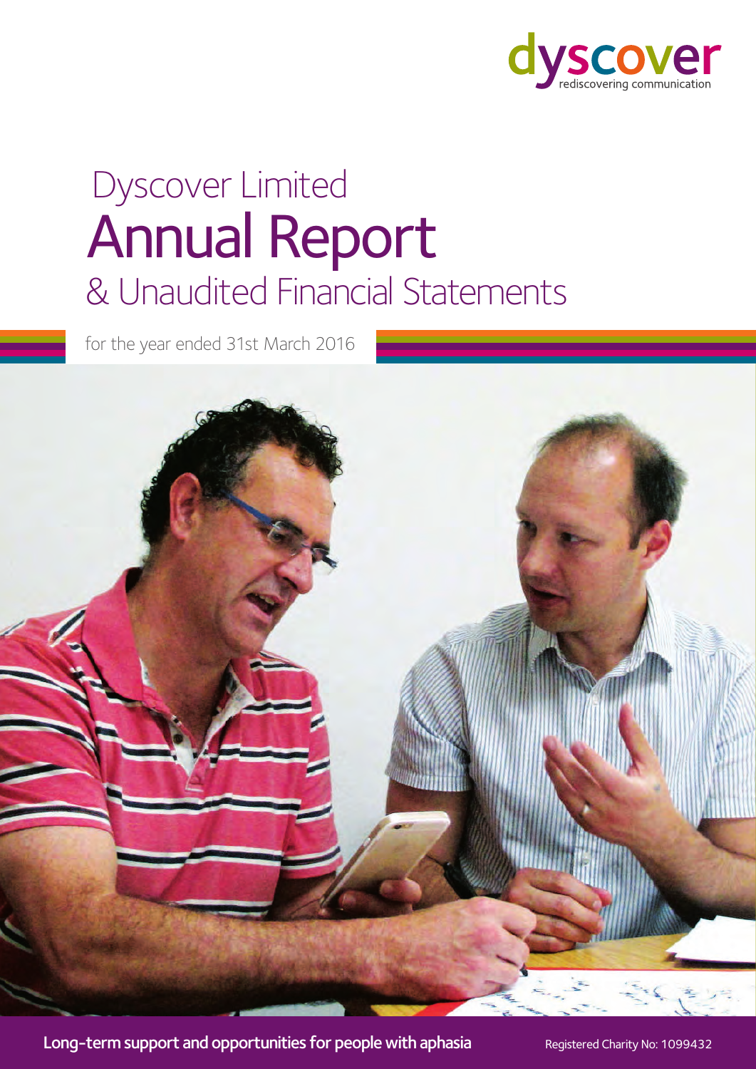dyscover

rediscovering communication

# Dyscover Limited
# Annual Report
## & Unaudited Financial Statements

for the year ended 31st March 2016

**Long-term support and opportunities for people with aphasia**

Registered Charity No: 1099432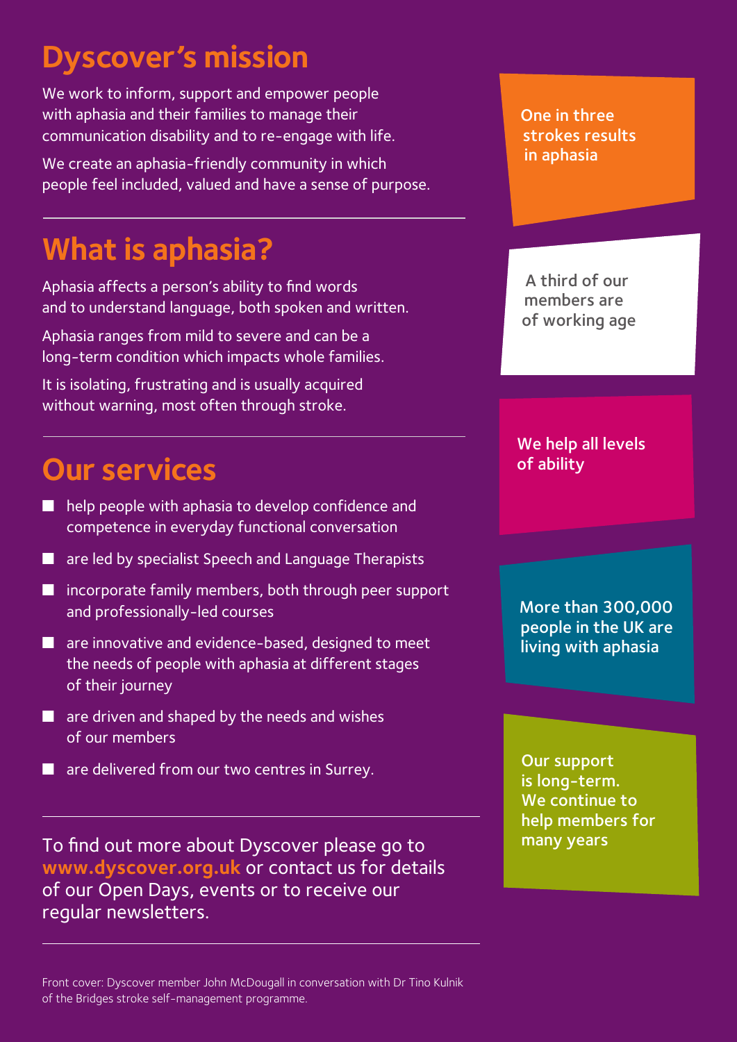## Dyscover's mission

We work to inform, support and empower people with aphasia and their families to manage their communication disability and to re-engage with life.

We create an aphasia-friendly community in which people feel included, valued and have a sense of purpose.

## What is aphasia?

Aphasia affects a person's ability to find words and to understand language, both spoken and written.

Aphasia ranges from mild to severe and can be a long-term condition which impacts whole families.

It is isolating, frustrating and is usually acquired without warning, most often through stroke.

## Our services

- help people with aphasia to develop confidence and competence in everyday functional conversation
- are led by specialist Speech and Language Therapists
- incorporate family members, both through peer support and professionally-led courses
- are innovative and evidence-based, designed to meet the needs of people with aphasia at different stages of their journey
- are driven and shaped by the needs and wishes of our members
- are delivered from our two centres in Surrey.

To find out more about Dyscover please go to **www.dyscover.org.uk** or contact us for details of our Open Days, events or to receive our regular newsletters.

Front cover: Dyscover member John McDougall in conversation with Dr Tino Kulnik of the Bridges stroke self-management programme.

One in three strokes results in aphasia

A third of our members are of working age

We help all levels of ability

More than 300,000 people in the UK are living with aphasia

Our support is long-term. We continue to help members for many years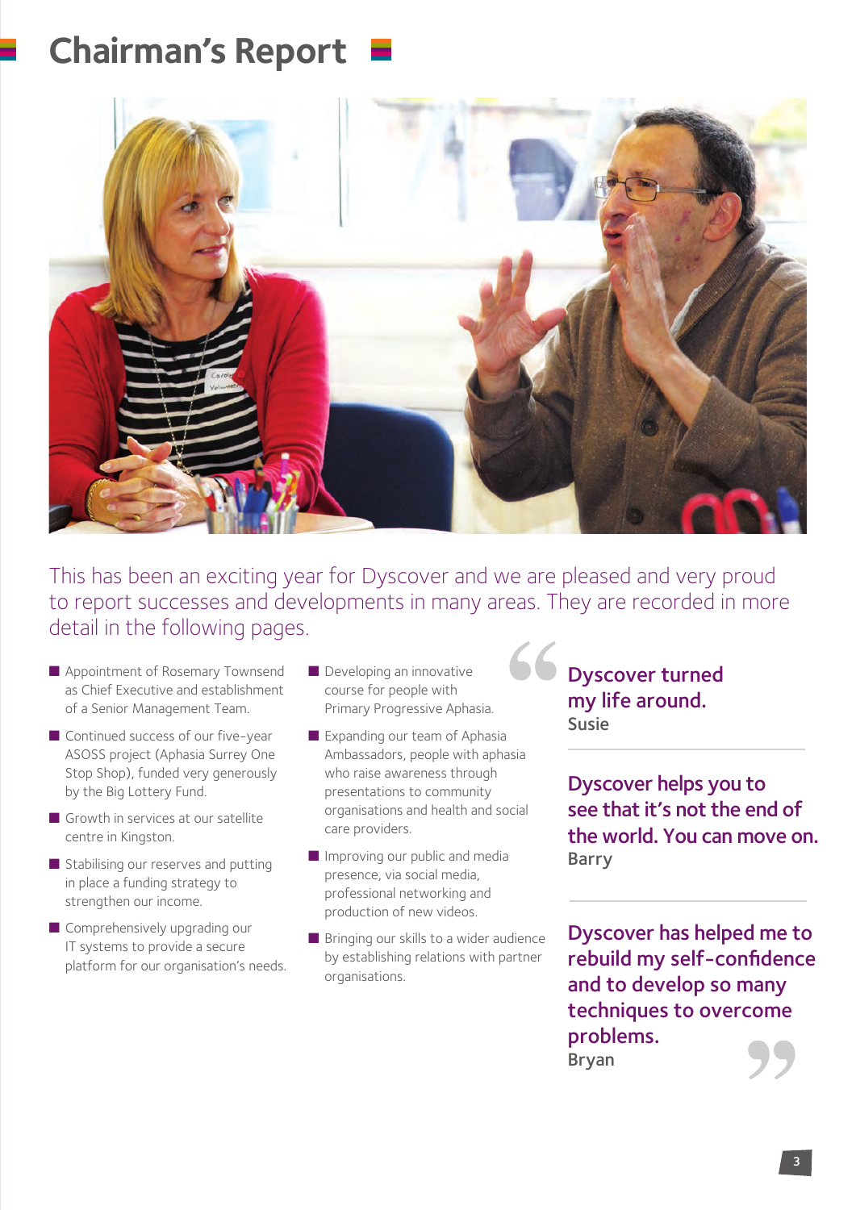# Chairman's Report

This has been an exciting year for Dyscover and we are pleased and very proud to report successes and developments in many areas. They are recorded in more detail in the following pages.

- Appointment of Rosemary Townsend as Chief Executive and establishment of a Senior Management Team.
- Continued success of our five-year ASOSS project (Aphasia Surrey One Stop Shop), funded very generously by the Big Lottery Fund.
- Growth in services at our satellite centre in Kingston.
- Stabilising our reserves and putting in place a funding strategy to strengthen our income.
- Comprehensively upgrading our IT systems to provide a secure platform for our organisation's needs.
- Developing an innovative course for people with Primary Progressive Aphasia.
- Expanding our team of Aphasia Ambassadors, people with aphasia who raise awareness through presentations to community organisations and health and social care providers.
- Improving our public and media presence, via social media, professional networking and production of new videos.
- Bringing our skills to a wider audience by establishing relations with partner organisations.

> **Dyscover turned my life around.**
> Susie

> **Dyscover helps you to see that it's not the end of the world. You can move on.**
> Barry

> **Dyscover has helped me to rebuild my self-confidence and to develop so many techniques to overcome problems.**
> Bryan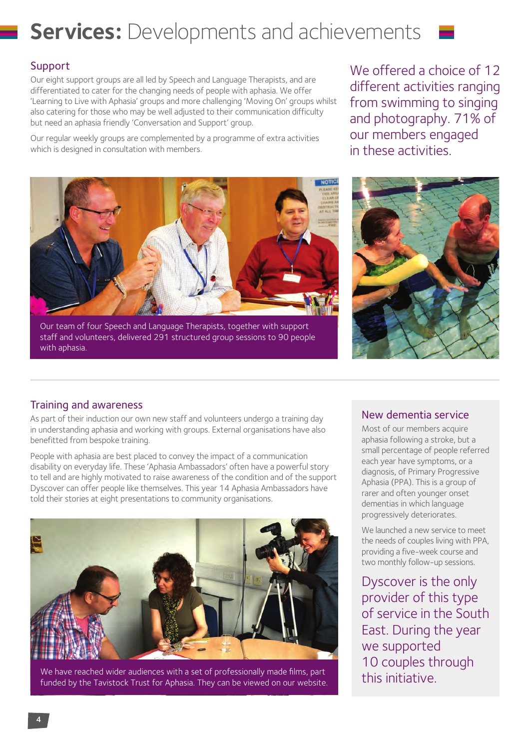# **Services:** Developments and achievements

## Support

Our eight support groups are all led by Speech and Language Therapists, and are differentiated to cater for the changing needs of people with aphasia. We offer 'Learning to Live with Aphasia' groups and more challenging 'Moving On' groups whilst also catering for those who may be well adjusted to their communication difficulty but need an aphasia friendly 'Conversation and Support' group.

Our regular weekly groups are complemented by a programme of extra activities which is designed in consultation with members.

We offered a choice of 12 different activities ranging from swimming to singing and photography. 71% of our members engaged in these activities.

Our team of four Speech and Language Therapists, together with support staff and volunteers, delivered 291 structured group sessions to 90 people with aphasia.

## Training and awareness

As part of their induction our own new staff and volunteers undergo a training day in understanding aphasia and working with groups. External organisations have also benefitted from bespoke training.

People with aphasia are best placed to convey the impact of a communication disability on everyday life. These 'Aphasia Ambassadors' often have a powerful story to tell and are highly motivated to raise awareness of the condition and of the support Dyscover can offer people like themselves. This year 14 Aphasia Ambassadors have told their stories at eight presentations to community organisations.

We have reached wider audiences with a set of professionally made films, part funded by the Tavistock Trust for Aphasia. They can be viewed on our website.

## New dementia service

Most of our members acquire aphasia following a stroke, but a small percentage of people referred each year have symptoms, or a diagnosis, of Primary Progressive Aphasia (PPA). This is a group of rarer and often younger onset dementias in which language progressively deteriorates.

We launched a new service to meet the needs of couples living with PPA, providing a five-week course and two monthly follow-up sessions.

Dyscover is the only provider of this type of service in the South East. During the year we supported 10 couples through this initiative.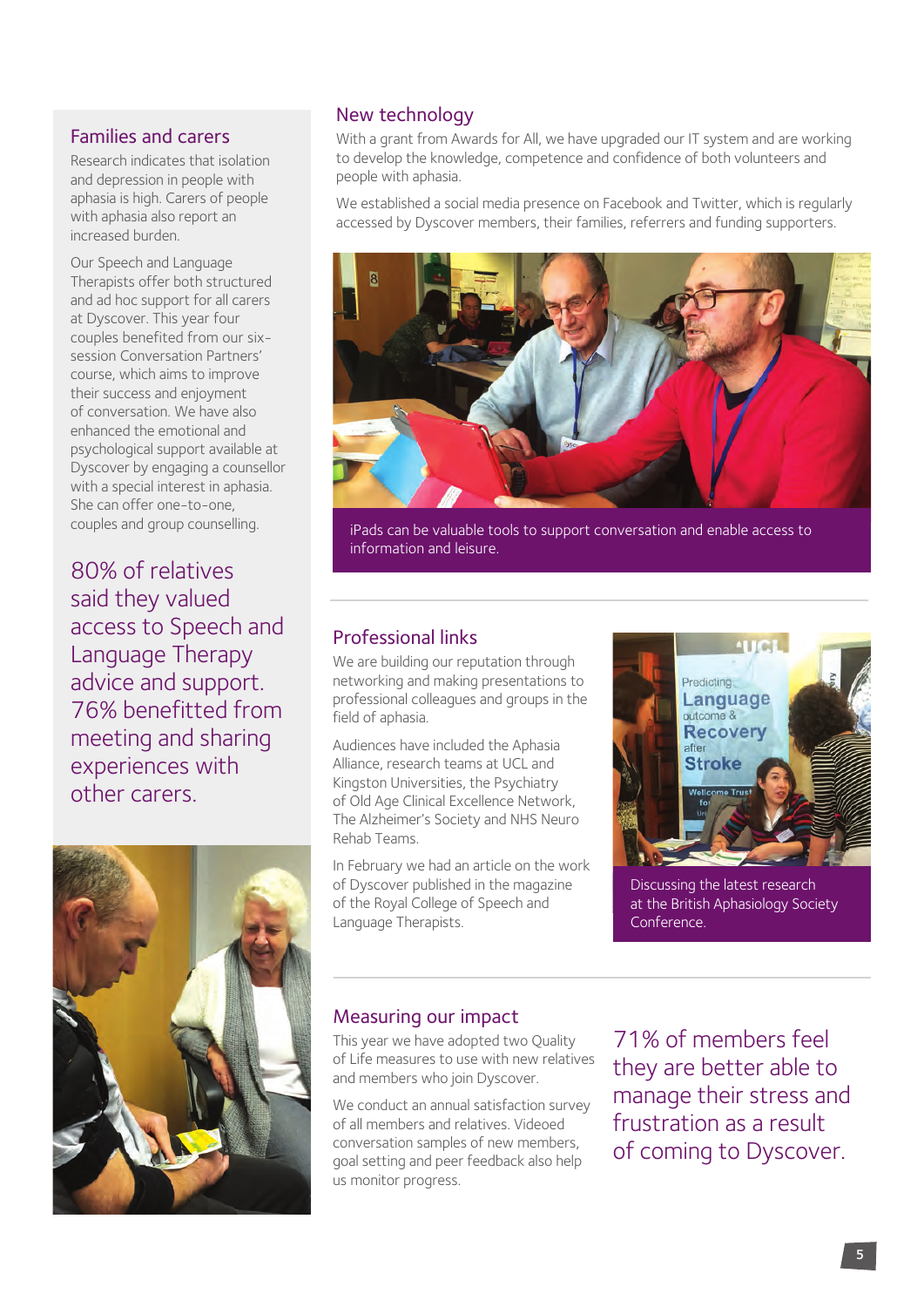## Families and carers

Research indicates that isolation and depression in people with aphasia is high. Carers of people with aphasia also report an increased burden.

Our Speech and Language Therapists offer both structured and ad hoc support for all carers at Dyscover. This year four couples benefited from our six-session Conversation Partners' course, which aims to improve their success and enjoyment of conversation. We have also enhanced the emotional and psychological support available at Dyscover by engaging a counsellor with a special interest in aphasia. She can offer one-to-one, couples and group counselling.

80% of relatives said they valued access to Speech and Language Therapy advice and support. 76% benefitted from meeting and sharing experiences with other carers.

## New technology

With a grant from Awards for All, we have upgraded our IT system and are working to develop the knowledge, competence and confidence of both volunteers and people with aphasia.

We established a social media presence on Facebook and Twitter, which is regularly accessed by Dyscover members, their families, referrers and funding supporters.

iPads can be valuable tools to support conversation and enable access to information and leisure.

## Professional links

We are building our reputation through networking and making presentations to professional colleagues and groups in the field of aphasia.

Audiences have included the Aphasia Alliance, research teams at UCL and Kingston Universities, the Psychiatry of Old Age Clinical Excellence Network, The Alzheimer's Society and NHS Neuro Rehab Teams.

In February we had an article on the work of Dyscover published in the magazine of the Royal College of Speech and Language Therapists.

Discussing the latest research at the British Aphasiology Society Conference.

## Measuring our impact

This year we have adopted two Quality of Life measures to use with new relatives and members who join Dyscover.

We conduct an annual satisfaction survey of all members and relatives. Videoed conversation samples of new members, goal setting and peer feedback also help us monitor progress.

71% of members feel they are better able to manage their stress and frustration as a result of coming to Dyscover.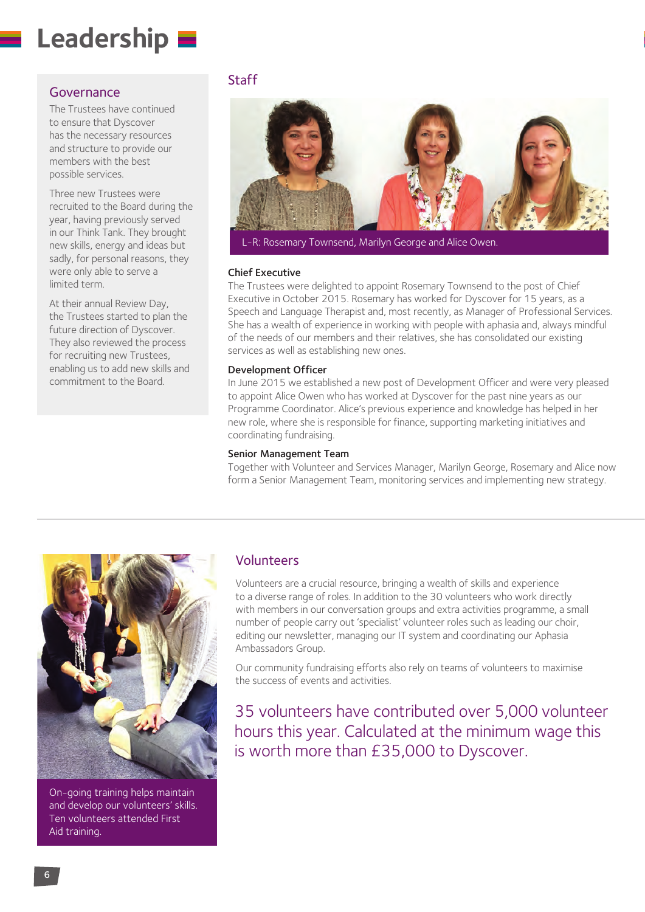# Leadership

## Governance

The Trustees have continued to ensure that Dyscover has the necessary resources and structure to provide our members with the best possible services.

Three new Trustees were recruited to the Board during the year, having previously served in our Think Tank. They brought new skills, energy and ideas but sadly, for personal reasons, they were only able to serve a limited term.

At their annual Review Day, the Trustees started to plan the future direction of Dyscover. They also reviewed the process for recruiting new Trustees, enabling us to add new skills and commitment to the Board.

## Staff

L-R: Rosemary Townsend, Marilyn George and Alice Owen.

### Chief Executive

The Trustees were delighted to appoint Rosemary Townsend to the post of Chief Executive in October 2015. Rosemary has worked for Dyscover for 15 years, as a Speech and Language Therapist and, most recently, as Manager of Professional Services. She has a wealth of experience in working with people with aphasia and, always mindful of the needs of our members and their relatives, she has consolidated our existing services as well as establishing new ones.

### Development Officer

In June 2015 we established a new post of Development Officer and were very pleased to appoint Alice Owen who has worked at Dyscover for the past nine years as our Programme Coordinator. Alice's previous experience and knowledge has helped in her new role, where she is responsible for finance, supporting marketing initiatives and coordinating fundraising.

### Senior Management Team

Together with Volunteer and Services Manager, Marilyn George, Rosemary and Alice now form a Senior Management Team, monitoring services and implementing new strategy.

## Volunteers

Volunteers are a crucial resource, bringing a wealth of skills and experience to a diverse range of roles. In addition to the 30 volunteers who work directly with members in our conversation groups and extra activities programme, a small number of people carry out 'specialist' volunteer roles such as leading our choir, editing our newsletter, managing our IT system and coordinating our Aphasia Ambassadors Group.

Our community fundraising efforts also rely on teams of volunteers to maximise the success of events and activities.

35 volunteers have contributed over 5,000 volunteer hours this year. Calculated at the minimum wage this is worth more than £35,000 to Dyscover.

On-going training helps maintain and develop our volunteers' skills. Ten volunteers attended First Aid training.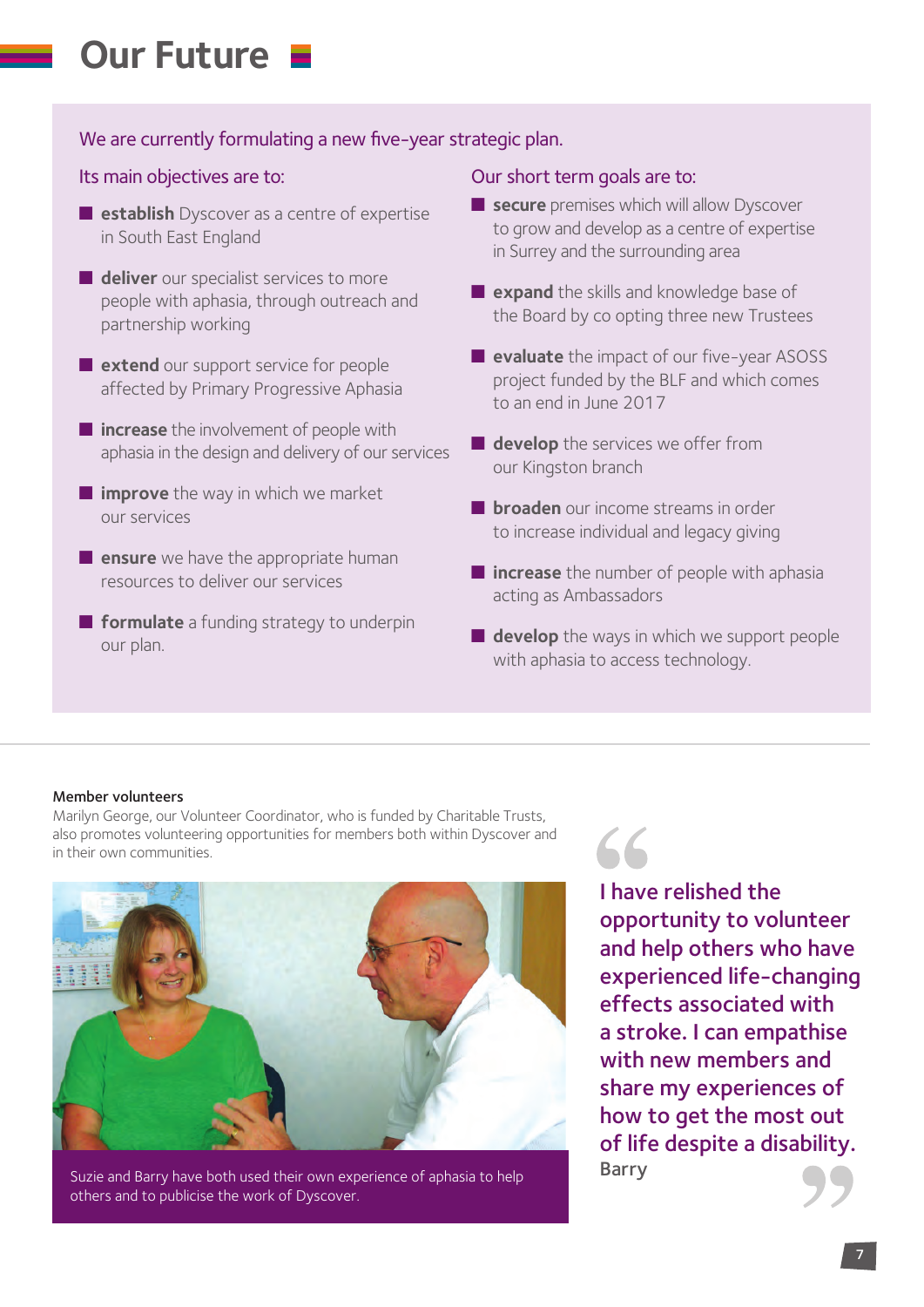# Our Future

We are currently formulating a new five-year strategic plan.

Its main objectives are to:

- **establish** Dyscover as a centre of expertise in South East England
- **deliver** our specialist services to more people with aphasia, through outreach and partnership working
- **extend** our support service for people affected by Primary Progressive Aphasia
- **increase** the involvement of people with aphasia in the design and delivery of our services
- **improve** the way in which we market our services
- **ensure** we have the appropriate human resources to deliver our services
- **formulate** a funding strategy to underpin our plan.

Our short term goals are to:

- **secure** premises which will allow Dyscover to grow and develop as a centre of expertise in Surrey and the surrounding area
- **expand** the skills and knowledge base of the Board by co opting three new Trustees
- **evaluate** the impact of our five-year ASOSS project funded by the BLF and which comes to an end in June 2017
- **develop** the services we offer from our Kingston branch
- **broaden** our income streams in order to increase individual and legacy giving
- **increase** the number of people with aphasia acting as Ambassadors
- **develop** the ways in which we support people with aphasia to access technology.

**Member volunteers**

Marilyn George, our Volunteer Coordinator, who is funded by Charitable Trusts, also promotes volunteering opportunities for members both within Dyscover and in their own communities.

Suzie and Barry have both used their own experience of aphasia to help others and to publicise the work of Dyscover.

> "I have relished the opportunity to volunteer and help others who have experienced life-changing effects associated with a stroke. I can empathise with new members and share my experiences of how to get the most out of life despite a disability."
>
> Barry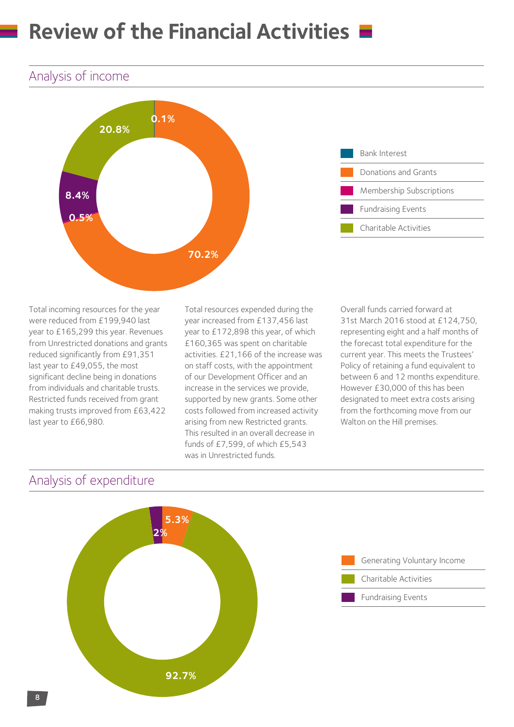# Review of the Financial Activities

## Analysis of income

| Category | Percentage |
|---|---|
| Bank Interest | 0.1% |
| Donations and Grants | 70.2% |
| Membership Subscriptions | 0.5% |
| Fundraising Events | 8.4% |
| Charitable Activities | 20.8% |

Total incoming resources for the year were reduced from £199,940 last year to £165,299 this year. Revenues from Unrestricted donations and grants reduced significantly from £91,351 last year to £49,055, the most significant decline being in donations from individuals and charitable trusts. Restricted funds received from grant making trusts improved from £63,422 last year to £66,980.

Total resources expended during the year increased from £137,456 last year to £172,898 this year, of which £160,365 was spent on charitable activities. £21,166 of the increase was on staff costs, with the appointment of our Development Officer and an increase in the services we provide, supported by new grants. Some other costs followed from increased activity arising from new Restricted grants. This resulted in an overall decrease in funds of £7,599, of which £5,543 was in Unrestricted funds.

Overall funds carried forward at 31st March 2016 stood at £124,750, representing eight and a half months of the forecast total expenditure for the current year. This meets the Trustees' Policy of retaining a fund equivalent to between 6 and 12 months expenditure. However £30,000 of this has been designated to meet extra costs arising from the forthcoming move from our Walton on the Hill premises.

## Analysis of expenditure

| Category | Percentage |
|---|---|
| Generating Voluntary Income | 5.3% |
| Charitable Activities | 92.7% |
| Fundraising Events | 2% |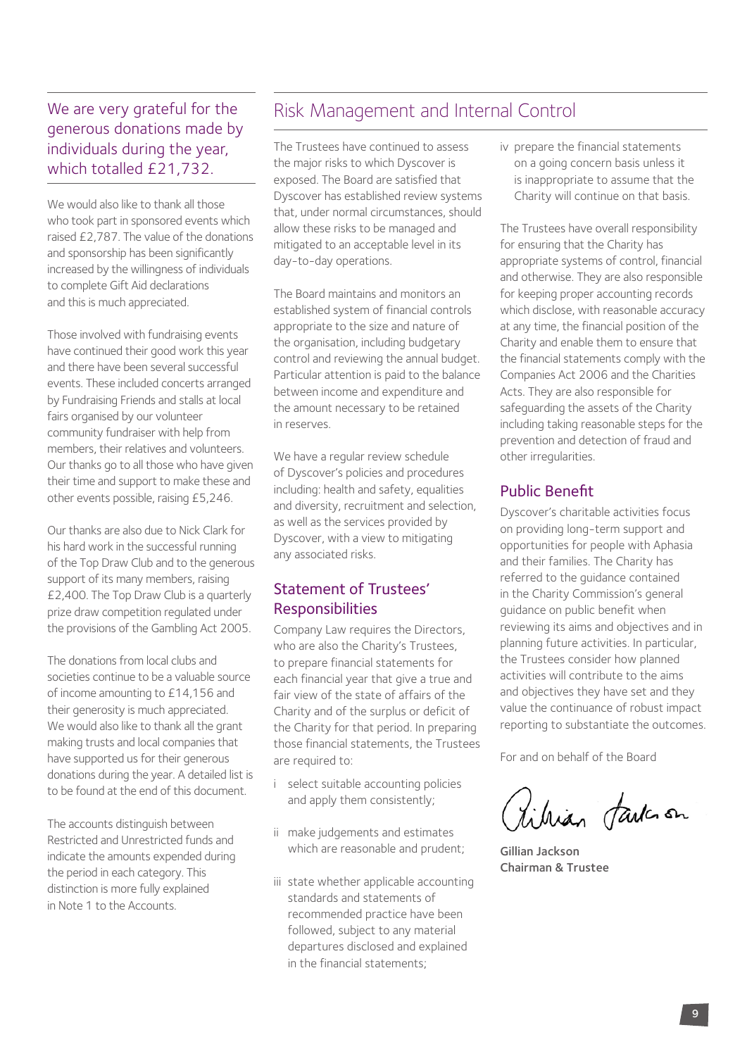## We are very grateful for the generous donations made by individuals during the year, which totalled £21,732.

We would also like to thank all those who took part in sponsored events which raised £2,787. The value of the donations and sponsorship has been significantly increased by the willingness of individuals to complete Gift Aid declarations and this is much appreciated.

Those involved with fundraising events have continued their good work this year and there have been several successful events. These included concerts arranged by Fundraising Friends and stalls at local fairs organised by our volunteer community fundraiser with help from members, their relatives and volunteers. Our thanks go to all those who have given their time and support to make these and other events possible, raising £5,246.

Our thanks are also due to Nick Clark for his hard work in the successful running of the Top Draw Club and to the generous support of its many members, raising £2,400. The Top Draw Club is a quarterly prize draw competition regulated under the provisions of the Gambling Act 2005.

The donations from local clubs and societies continue to be a valuable source of income amounting to £14,156 and their generosity is much appreciated. We would also like to thank all the grant making trusts and local companies that have supported us for their generous donations during the year. A detailed list is to be found at the end of this document.

The accounts distinguish between Restricted and Unrestricted funds and indicate the amounts expended during the period in each category. This distinction is more fully explained in Note 1 to the Accounts.

# Risk Management and Internal Control

The Trustees have continued to assess the major risks to which Dyscover is exposed. The Board are satisfied that Dyscover has established review systems that, under normal circumstances, should allow these risks to be managed and mitigated to an acceptable level in its day-to-day operations.

The Board maintains and monitors an established system of financial controls appropriate to the size and nature of the organisation, including budgetary control and reviewing the annual budget. Particular attention is paid to the balance between income and expenditure and the amount necessary to be retained in reserves.

We have a regular review schedule of Dyscover's policies and procedures including: health and safety, equalities and diversity, recruitment and selection, as well as the services provided by Dyscover, with a view to mitigating any associated risks.

## Statement of Trustees' Responsibilities

Company Law requires the Directors, who are also the Charity's Trustees, to prepare financial statements for each financial year that give a true and fair view of the state of affairs of the Charity and of the surplus or deficit of the Charity for that period. In preparing those financial statements, the Trustees are required to:

i select suitable accounting policies and apply them consistently;

ii make judgements and estimates which are reasonable and prudent;

iii state whether applicable accounting standards and statements of recommended practice have been followed, subject to any material departures disclosed and explained in the financial statements;

iv prepare the financial statements on a going concern basis unless it is inappropriate to assume that the Charity will continue on that basis.

The Trustees have overall responsibility for ensuring that the Charity has appropriate systems of control, financial and otherwise. They are also responsible for keeping proper accounting records which disclose, with reasonable accuracy at any time, the financial position of the Charity and enable them to ensure that the financial statements comply with the Companies Act 2006 and the Charities Acts. They are also responsible for safeguarding the assets of the Charity including taking reasonable steps for the prevention and detection of fraud and other irregularities.

## Public Benefit

Dyscover's charitable activities focus on providing long-term support and opportunities for people with Aphasia and their families. The Charity has referred to the guidance contained in the Charity Commission's general guidance on public benefit when reviewing its aims and objectives and in planning future activities. In particular, the Trustees consider how planned activities will contribute to the aims and objectives they have set and they value the continuance of robust impact reporting to substantiate the outcomes.

For and on behalf of the Board

**Gillian Jackson**
**Chairman & Trustee**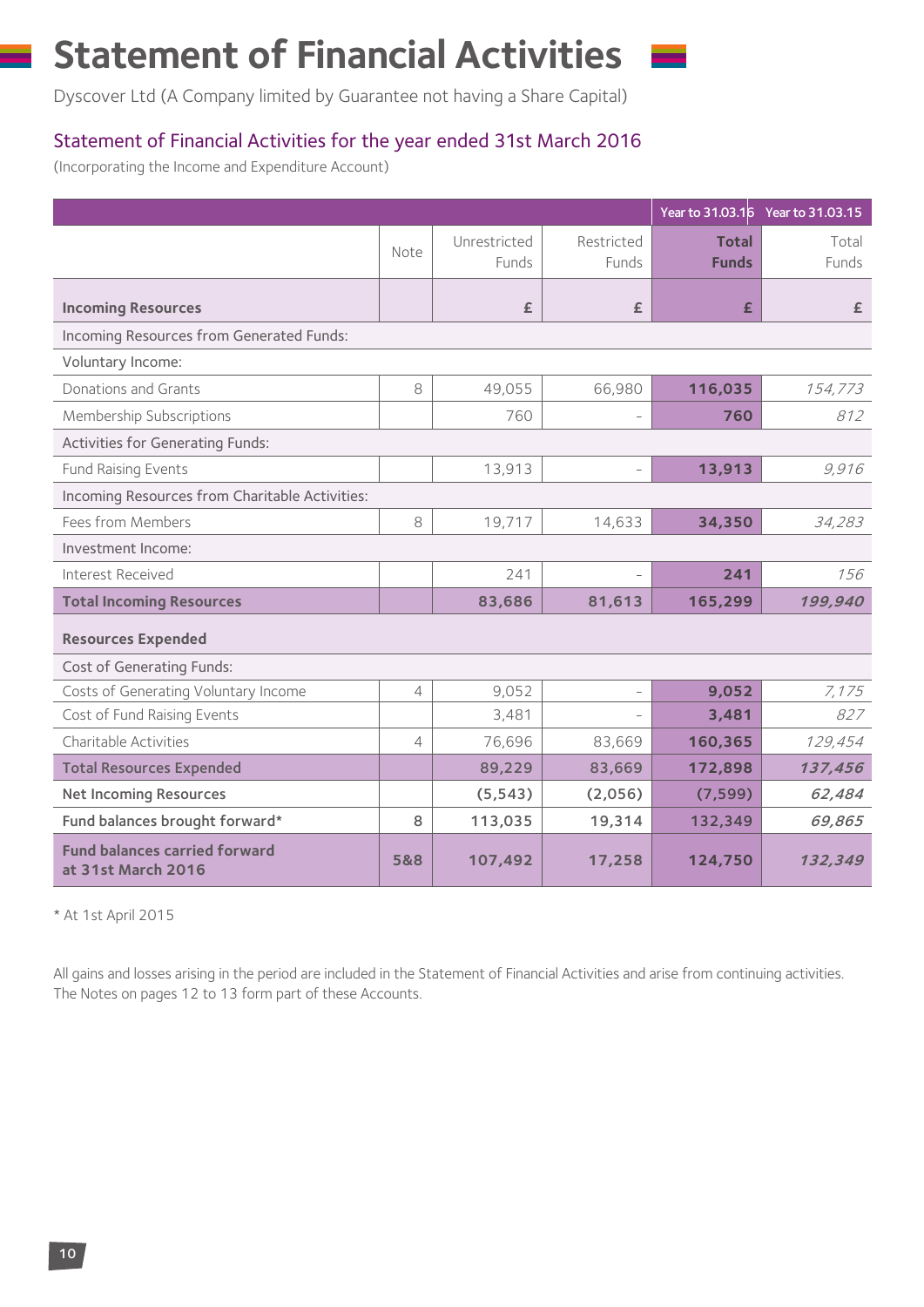# Statement of Financial Activities

Dyscover Ltd (A Company limited by Guarantee not having a Share Capital)

## Statement of Financial Activities for the year ended 31st March 2016

(Incorporating the Income and Expenditure Account)

| | | | | Year to 31.03.16 | Year to 31.03.15 |
|---|---|---|---|---|---|
| | Note | Unrestricted Funds | Restricted Funds | **Total Funds** | Total Funds |
| **Incoming Resources** | | £ | £ | **£** | £ |
| Incoming Resources from Generated Funds: | | | | | |
| Voluntary Income: | | | | | |
| Donations and Grants | 8 | 49,055 | 66,980 | **116,035** | *154,773* |
| Membership Subscriptions | | 760 | – | **760** | *812* |
| Activities for Generating Funds: | | | | | |
| Fund Raising Events | | 13,913 | – | **13,913** | *9,916* |
| Incoming Resources from Charitable Activities: | | | | | |
| Fees from Members | 8 | 19,717 | 14,633 | **34,350** | *34,283* |
| Investment Income: | | | | | |
| Interest Received | | 241 | – | **241** | *156* |
| **Total Incoming Resources** | | **83,686** | **81,613** | **165,299** | ***199,940*** |
| **Resources Expended** | | | | | |
| Cost of Generating Funds: | | | | | |
| Costs of Generating Voluntary Income | 4 | 9,052 | – | **9,052** | *7,175* |
| Cost of Fund Raising Events | | 3,481 | – | **3,481** | *827* |
| Charitable Activities | 4 | 76,696 | 83,669 | **160,365** | *129,454* |
| **Total Resources Expended** | | **89,229** | **83,669** | **172,898** | ***137,456*** |
| **Net Incoming Resources** | | **(5,543)** | **(2,056)** | **(7,599)** | ***62,484*** |
| **Fund balances brought forward*** | **8** | **113,035** | **19,314** | **132,349** | ***69,865*** |
| **Fund balances carried forward at 31st March 2016** | **5&8** | **107,492** | **17,258** | **124,750** | ***132,349*** |

* At 1st April 2015

All gains and losses arising in the period are included in the Statement of Financial Activities and arise from continuing activities.
The Notes on pages 12 to 13 form part of these Accounts.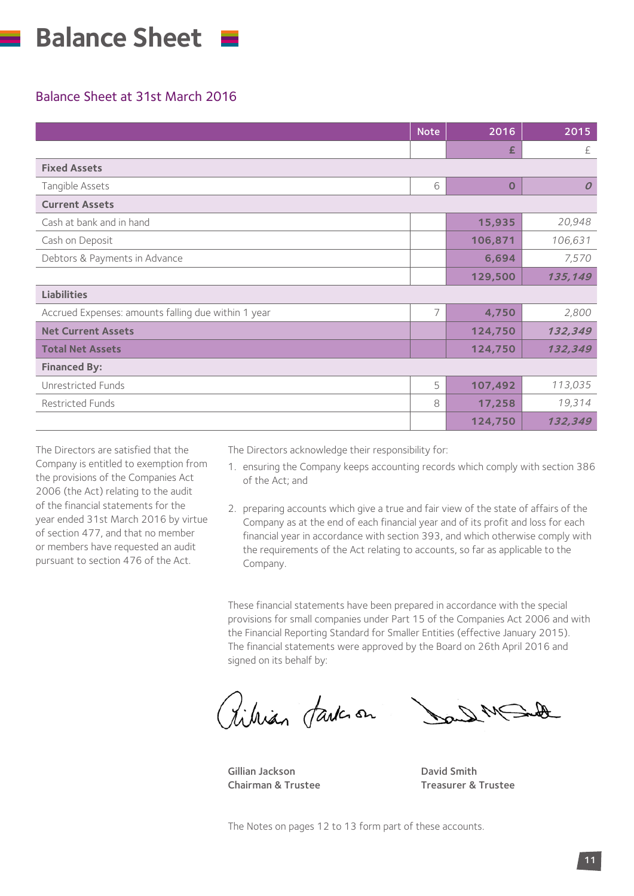# Balance Sheet

## Balance Sheet at 31st March 2016

| | Note | 2016 | 2015 |
|---|---|---|---|
| | | £ | £ |
| **Fixed Assets** | | | |
| Tangible Assets | 6 | 0 | 0 |
| **Current Assets** | | | |
| Cash at bank and in hand | | 15,935 | 20,948 |
| Cash on Deposit | | 106,871 | 106,631 |
| Debtors & Payments in Advance | | 6,694 | 7,570 |
| | | 129,500 | 135,149 |
| **Liabilities** | | | |
| Accrued Expenses: amounts falling due within 1 year | 7 | 4,750 | 2,800 |
| **Net Current Assets** | | 124,750 | 132,349 |
| **Total Net Assets** | | 124,750 | 132,349 |
| **Financed By:** | | | |
| Unrestricted Funds | 5 | 107,492 | 113,035 |
| Restricted Funds | 8 | 17,258 | 19,314 |
| | | 124,750 | 132,349 |

The Directors are satisfied that the Company is entitled to exemption from the provisions of the Companies Act 2006 (the Act) relating to the audit of the financial statements for the year ended 31st March 2016 by virtue of section 477, and that no member or members have requested an audit pursuant to section 476 of the Act.

The Directors acknowledge their responsibility for:

1. ensuring the Company keeps accounting records which comply with section 386 of the Act; and

2. preparing accounts which give a true and fair view of the state of affairs of the Company as at the end of each financial year and of its profit and loss for each financial year in accordance with section 393, and which otherwise comply with the requirements of the Act relating to accounts, so far as applicable to the Company.

These financial statements have been prepared in accordance with the special provisions for small companies under Part 15 of the Companies Act 2006 and with the Financial Reporting Standard for Smaller Entities (effective January 2015). The financial statements were approved by the Board on 26th April 2016 and signed on its behalf by:

**Gillian Jackson**
**Chairman & Trustee**

**David Smith**
**Treasurer & Trustee**

The Notes on pages 12 to 13 form part of these accounts.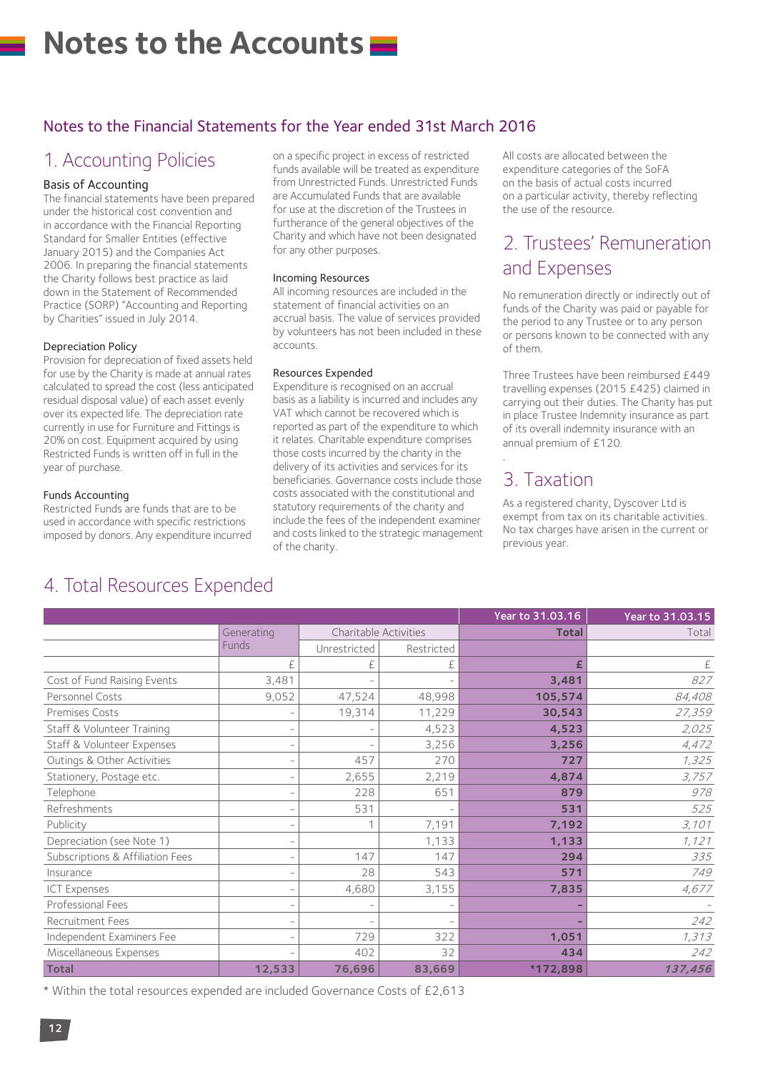# Notes to the Accounts

## Notes to the Financial Statements for the Year ended 31st March 2016

## 1. Accounting Policies

### Basis of Accounting

The financial statements have been prepared under the historical cost convention and in accordance with the Financial Reporting Standard for Smaller Entities (effective January 2015) and the Companies Act 2006. In preparing the financial statements the Charity follows best practice as laid down in the Statement of Recommended Practice (SORP) "Accounting and Reporting by Charities" issued in July 2014.

### Depreciation Policy

Provision for depreciation of fixed assets held for use by the Charity is made at annual rates calculated to spread the cost (less anticipated residual disposal value) of each asset evenly over its expected life. The depreciation rate currently in use for Furniture and Fittings is 20% on cost. Equipment acquired by using Restricted Funds is written off in full in the year of purchase.

### Funds Accounting

Restricted Funds are funds that are to be used in accordance with specific restrictions imposed by donors. Any expenditure incurred on a specific project in excess of restricted funds available will be treated as expenditure from Unrestricted Funds. Unrestricted Funds are Accumulated Funds that are available for use at the discretion of the Trustees in furtherance of the general objectives of the Charity and which have not been designated for any other purposes.

### Incoming Resources

All incoming resources are included in the statement of financial activities on an accrual basis. The value of services provided by volunteers has not been included in these accounts.

### Resources Expended

Expenditure is recognised on an accrual basis as a liability is incurred and includes any VAT which cannot be recovered which is reported as part of the expenditure to which it relates. Charitable expenditure comprises those costs incurred by the charity in the delivery of its activities and services for its beneficiaries. Governance costs include those costs associated with the constitutional and statutory requirements of the charity and include the fees of the independent examiner and costs linked to the strategic management of the charity.

All costs are allocated between the expenditure categories of the SoFA on the basis of actual costs incurred on a particular activity, thereby reflecting the use of the resource.

## 2. Trustees' Remuneration and Expenses

No remuneration directly or indirectly out of funds of the Charity was paid or payable for the period to any Trustee or to any person or persons known to be connected with any of them.

Three Trustees have been reimbursed £449 travelling expenses (2015 £425) claimed in carrying out their duties. The Charity has put in place Trustee Indemnity insurance as part of its overall indemnity insurance with an annual premium of £120.

## 3. Taxation

As a registered charity, Dyscover Ltd is exempt from tax on its charitable activities. No tax charges have arisen in the current or previous year.

## 4. Total Resources Expended

| | | | | Year to 31.03.16 | Year to 31.03.15 |
|---|---|---|---|---|---|
| | Generating Funds | Charitable Activities | | **Total** | Total |
| | | Unrestricted | Restricted | | |
| | £ | £ | £ | **£** | £ |
| Cost of Fund Raising Events | 3,481 | - | - | **3,481** | *827* |
| Personnel Costs | 9,052 | 47,524 | 48,998 | **105,574** | *84,408* |
| Premises Costs | - | 19,314 | 11,229 | **30,543** | *27,359* |
| Staff & Volunteer Training | - | - | 4,523 | **4,523** | *2,025* |
| Staff & Volunteer Expenses | - | - | 3,256 | **3,256** | *4,472* |
| Outings & Other Activities | - | 457 | 270 | **727** | *1,325* |
| Stationery, Postage etc. | - | 2,655 | 2,219 | **4,874** | *3,757* |
| Telephone | - | 228 | 651 | **879** | *978* |
| Refreshments | - | 531 | - | **531** | *525* |
| Publicity | - | 1 | 7,191 | **7,192** | *3,101* |
| Depreciation (see Note 1) | - | | 1,133 | **1,133** | *1,121* |
| Subscriptions & Affiliation Fees | - | 147 | 147 | **294** | *335* |
| Insurance | - | 28 | 543 | **571** | *749* |
| ICT Expenses | - | 4,680 | 3,155 | **7,835** | *4,677* |
| Professional Fees | - | - | - | **-** | - |
| Recruitment Fees | - | - | - | **-** | *242* |
| Independent Examiners Fee | - | 729 | 322 | **1,051** | *1,313* |
| Miscellaneous Expenses | - | 402 | 32 | **434** | *242* |
| **Total** | **12,533** | **76,696** | **83,669** | ***172,898** | ***137,456*** |

* Within the total resources expended are included Governance Costs of £2,613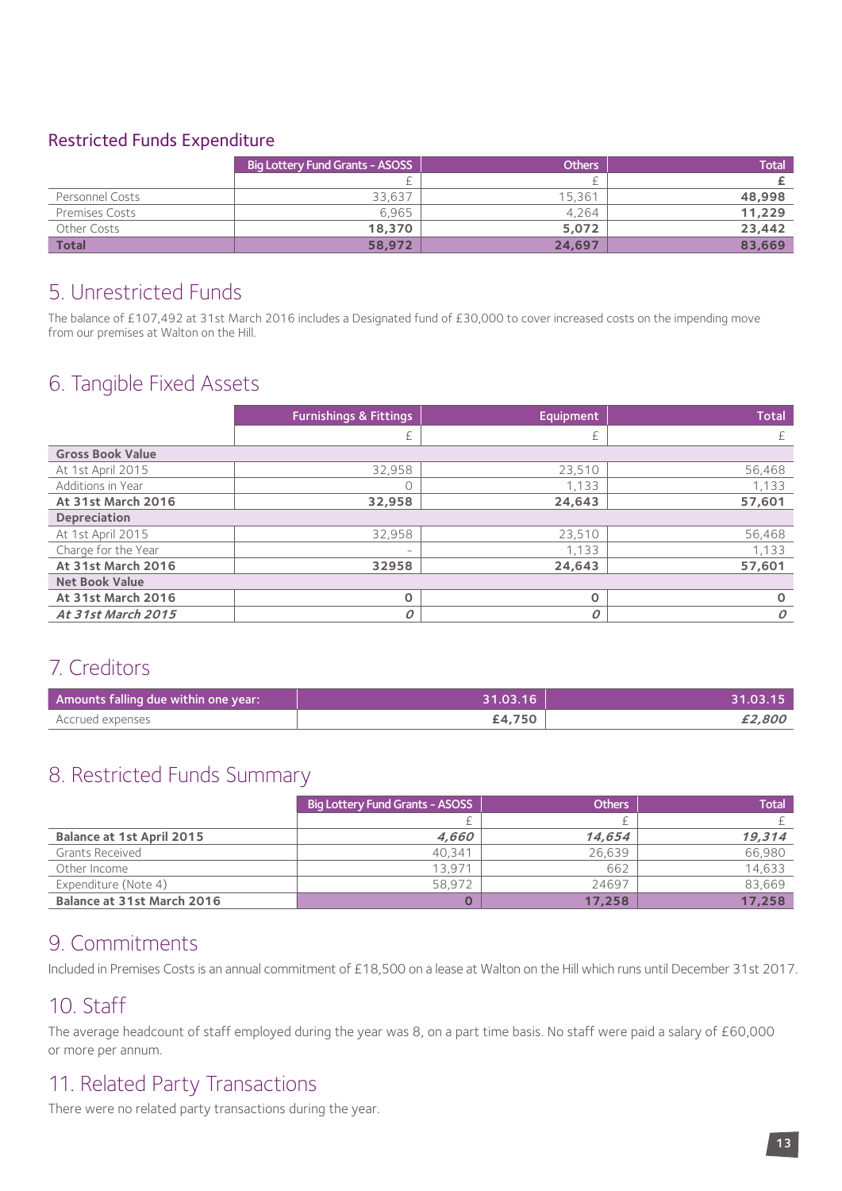## Restricted Funds Expenditure

| | Big Lottery Fund Grants - ASOSS | Others | Total |
|---|---|---|---|
| | £ | £ | **£** |
| Personnel Costs | 33,637 | 15,361 | **48,998** |
| Premises Costs | 6,965 | 4,264 | **11,229** |
| Other Costs | **18,370** | **5,072** | **23,442** |
| **Total** | **58,972** | **24,697** | **83,669** |

## 5. Unrestricted Funds

The balance of £107,492 at 31st March 2016 includes a Designated fund of £30,000 to cover increased costs on the impending move from our premises at Walton on the Hill.

## 6. Tangible Fixed Assets

| | Furnishings & Fittings | Equipment | Total |
|---|---|---|---|
| | £ | £ | £ |
| **Gross Book Value** | | | |
| At 1st April 2015 | 32,958 | 23,510 | 56,468 |
| Additions in Year | 0 | 1,133 | 1,133 |
| **At 31st March 2016** | **32,958** | **24,643** | **57,601** |
| **Depreciation** | | | |
| At 1st April 2015 | 32,958 | 23,510 | 56,468 |
| Charge for the Year | - | 1,133 | 1,133 |
| **At 31st March 2016** | **32958** | **24,643** | **57,601** |
| **Net Book Value** | | | |
| **At 31st March 2016** | **0** | **0** | **0** |
| ***At 31st March 2015*** | ***0*** | ***0*** | ***0*** |

## 7. Creditors

| Amounts falling due within one year: | 31.03.16 | 31.03.15 |
|---|---|---|
| Accrued expenses | **£4,750** | ***£2,800*** |

## 8. Restricted Funds Summary

| | Big Lottery Fund Grants - ASOSS | Others | Total |
|---|---|---|---|
| | £ | £ | £ |
| **Balance at 1st April 2015** | *4,660* | *14,654* | *19,314* |
| Grants Received | 40,341 | 26,639 | 66,980 |
| Other Income | 13,971 | 662 | 14,633 |
| Expenditure (Note 4) | 58,972 | 24697 | 83,669 |
| **Balance at 31st March 2016** | **0** | **17,258** | **17,258** |

## 9. Commitments

Included in Premises Costs is an annual commitment of £18,500 on a lease at Walton on the Hill which runs until December 31st 2017.

## 10. Staff

The average headcount of staff employed during the year was 8, on a part time basis. No staff were paid a salary of £60,000 or more per annum.

## 11. Related Party Transactions

There were no related party transactions during the year.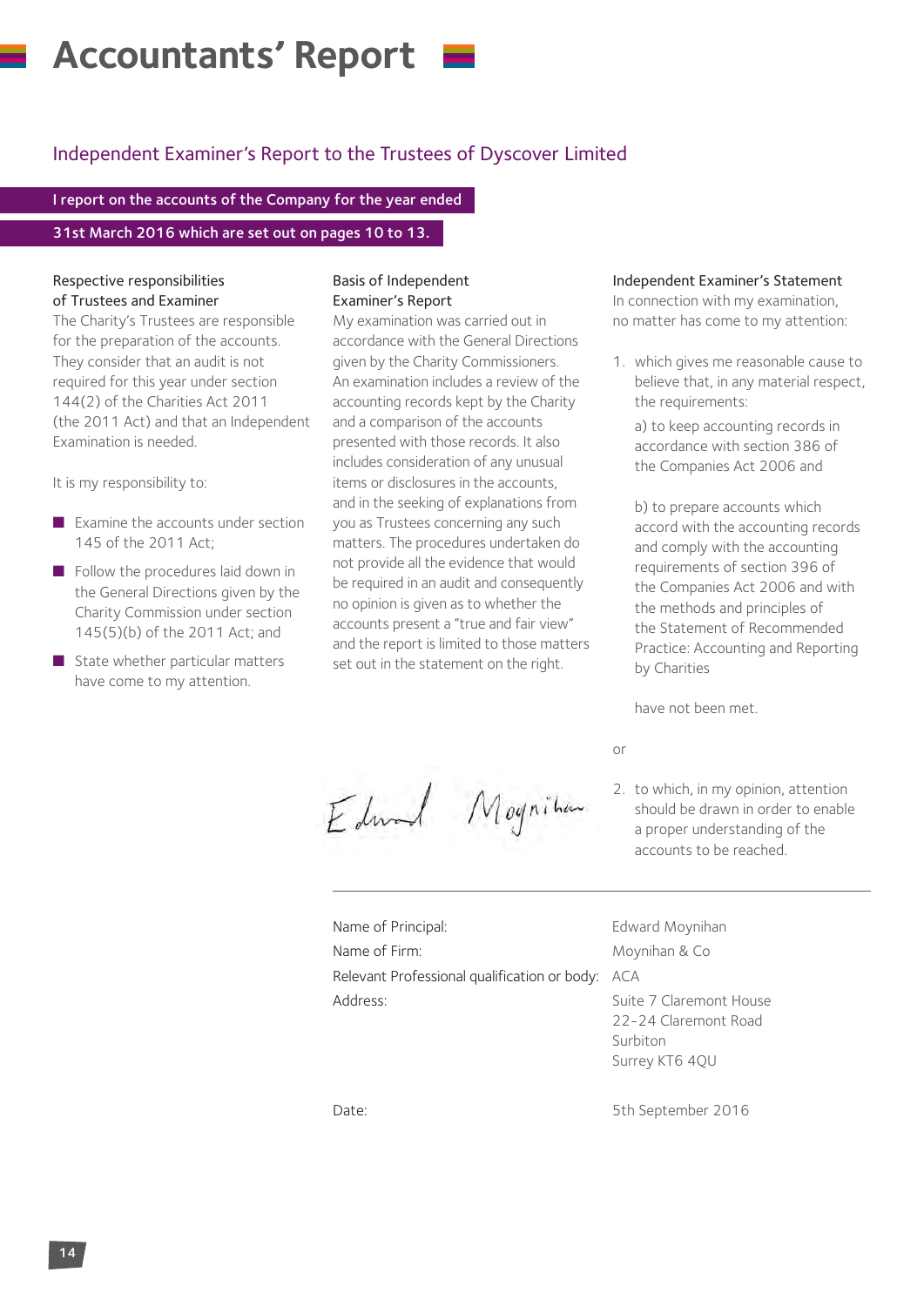# Accountants' Report

## Independent Examiner's Report to the Trustees of Dyscover Limited

**I report on the accounts of the Company for the year ended 31st March 2016 which are set out on pages 10 to 13.**

### Respective responsibilities of Trustees and Examiner

The Charity's Trustees are responsible for the preparation of the accounts. They consider that an audit is not required for this year under section 144(2) of the Charities Act 2011 (the 2011 Act) and that an Independent Examination is needed.

It is my responsibility to:

- Examine the accounts under section 145 of the 2011 Act;
- Follow the procedures laid down in the General Directions given by the Charity Commission under section 145(5)(b) of the 2011 Act; and
- State whether particular matters have come to my attention.

### Basis of Independent Examiner's Report

My examination was carried out in accordance with the General Directions given by the Charity Commissioners. An examination includes a review of the accounting records kept by the Charity and a comparison of the accounts presented with those records. It also includes consideration of any unusual items or disclosures in the accounts, and in the seeking of explanations from you as Trustees concerning any such matters. The procedures undertaken do not provide all the evidence that would be required in an audit and consequently no opinion is given as to whether the accounts present a "true and fair view" and the report is limited to those matters set out in the statement on the right.

### Independent Examiner's Statement

In connection with my examination, no matter has come to my attention:

1. which gives me reasonable cause to believe that, in any material respect, the requirements:

   a) to keep accounting records in accordance with section 386 of the Companies Act 2006 and

   b) to prepare accounts which accord with the accounting records and comply with the accounting requirements of section 396 of the Companies Act 2006 and with the methods and principles of the Statement of Recommended Practice: Accounting and Reporting by Charities

   have not been met.

or

2. to which, in my opinion, attention should be drawn in order to enable a proper understanding of the accounts to be reached.

Edward Moynihan

| | |
|---|---|
| Name of Principal: | Edward Moynihan |
| Name of Firm: | Moynihan & Co |
| Relevant Professional qualification or body: | ACA |
| Address: | Suite 7 Claremont House<br>22-24 Claremont Road<br>Surbiton<br>Surrey KT6 4QU |
| Date: | 5th September 2016 |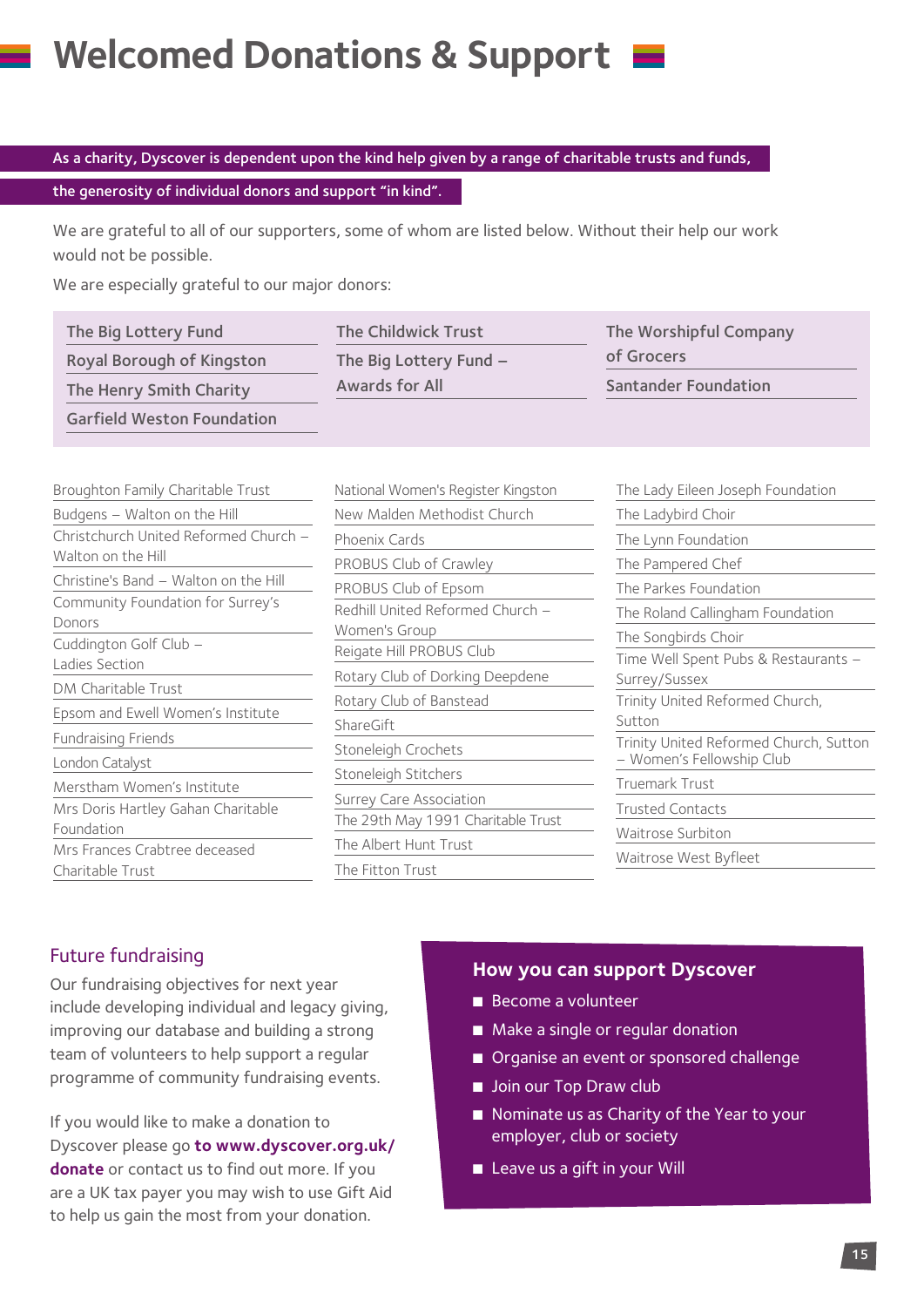# Welcomed Donations & Support

**As a charity, Dyscover is dependent upon the kind help given by a range of charitable trusts and funds, the generosity of individual donors and support "in kind".**

We are grateful to all of our supporters, some of whom are listed below. Without their help our work would not be possible.

We are especially grateful to our major donors:

- The Big Lottery Fund
- Royal Borough of Kingston
- The Henry Smith Charity
- Garfield Weston Foundation
- The Childwick Trust
- The Big Lottery Fund – Awards for All
- The Worshipful Company of Grocers
- Santander Foundation

- Broughton Family Charitable Trust
- Budgens – Walton on the Hill
- Christchurch United Reformed Church – Walton on the Hill
- Christine's Band – Walton on the Hill
- Community Foundation for Surrey's Donors
- Cuddington Golf Club – Ladies Section
- DM Charitable Trust
- Epsom and Ewell Women's Institute
- Fundraising Friends
- London Catalyst
- Merstham Women's Institute
- Mrs Doris Hartley Gahan Charitable Foundation
- Mrs Frances Crabtree deceased Charitable Trust
- National Women's Register Kingston
- New Malden Methodist Church
- Phoenix Cards
- PROBUS Club of Crawley
- PROBUS Club of Epsom
- Redhill United Reformed Church – Women's Group
- Reigate Hill PROBUS Club
- Rotary Club of Dorking Deepdene
- Rotary Club of Banstead
- ShareGift
- Stoneleigh Crochets
- Stoneleigh Stitchers
- Surrey Care Association
- The 29th May 1991 Charitable Trust
- The Albert Hunt Trust
- The Fitton Trust
- The Lady Eileen Joseph Foundation
- The Ladybird Choir
- The Lynn Foundation
- The Pampered Chef
- The Parkes Foundation
- The Roland Callingham Foundation
- The Songbirds Choir
- Time Well Spent Pubs & Restaurants – Surrey/Sussex
- Trinity United Reformed Church, Sutton
- Trinity United Reformed Church, Sutton – Women's Fellowship Club
- Truemark Trust
- Trusted Contacts
- Waitrose Surbiton
- Waitrose West Byfleet

## Future fundraising

Our fundraising objectives for next year include developing individual and legacy giving, improving our database and building a strong team of volunteers to help support a regular programme of community fundraising events.

If you would like to make a donation to Dyscover please go **to www.dyscover.org.uk/donate** or contact us to find out more. If you are a UK tax payer you may wish to use Gift Aid to help us gain the most from your donation.

## How you can support Dyscover

- Become a volunteer
- Make a single or regular donation
- Organise an event or sponsored challenge
- Join our Top Draw club
- Nominate us as Charity of the Year to your employer, club or society
- Leave us a gift in your Will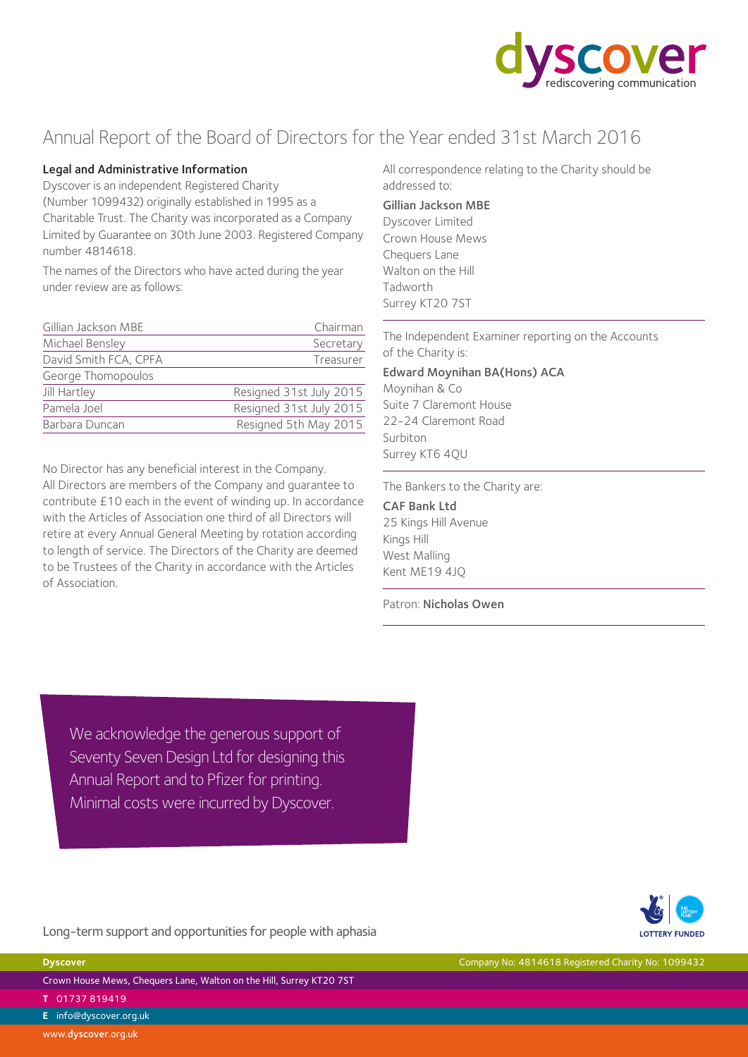dyscover
rediscovering communication

# Annual Report of the Board of Directors for the Year ended 31st March 2016

## Legal and Administrative Information

Dyscover is an independent Registered Charity (Number 1099432) originally established in 1995 as a Charitable Trust. The Charity was incorporated as a Company Limited by Guarantee on 30th June 2003. Registered Company number 4814618.

The names of the Directors who have acted during the year under review are as follows:

| | |
|---|---|
| Gillian Jackson MBE | Chairman |
| Michael Bensley | Secretary |
| David Smith FCA, CPFA | Treasurer |
| George Thomopoulos | |
| Jill Hartley | Resigned 31st July 2015 |
| Pamela Joel | Resigned 31st July 2015 |
| Barbara Duncan | Resigned 5th May 2015 |

No Director has any beneficial interest in the Company. All Directors are members of the Company and guarantee to contribute £10 each in the event of winding up. In accordance with the Articles of Association one third of all Directors will retire at every Annual General Meeting by rotation according to length of service. The Directors of the Charity are deemed to be Trustees of the Charity in accordance with the Articles of Association.

All correspondence relating to the Charity should be addressed to:

**Gillian Jackson MBE**
Dyscover Limited
Crown House Mews
Chequers Lane
Walton on the Hill
Tadworth
Surrey KT20 7ST

The Independent Examiner reporting on the Accounts of the Charity is:

**Edward Moynihan BA(Hons) ACA**
Moynihan & Co
Suite 7 Claremont House
22-24 Claremont Road
Surbiton
Surrey KT6 4QU

The Bankers to the Charity are:

**CAF Bank Ltd**
25 Kings Hill Avenue
Kings Hill
West Malling
Kent ME19 4JQ

Patron: **Nicholas Owen**

We acknowledge the generous support of Seventy Seven Design Ltd for designing this Annual Report and to Pfizer for printing. Minimal costs were incurred by Dyscover.

Long-term support and opportunities for people with aphasia

LOTTERY FUNDED

**Dyscover** Company No: 4814618 Registered Charity No: 1099432

Crown House Mews, Chequers Lane, Walton on the Hill, Surrey KT20 7ST

**T** 01737 819419

**E** info@dyscover.org.uk

www.dyscover.org.uk